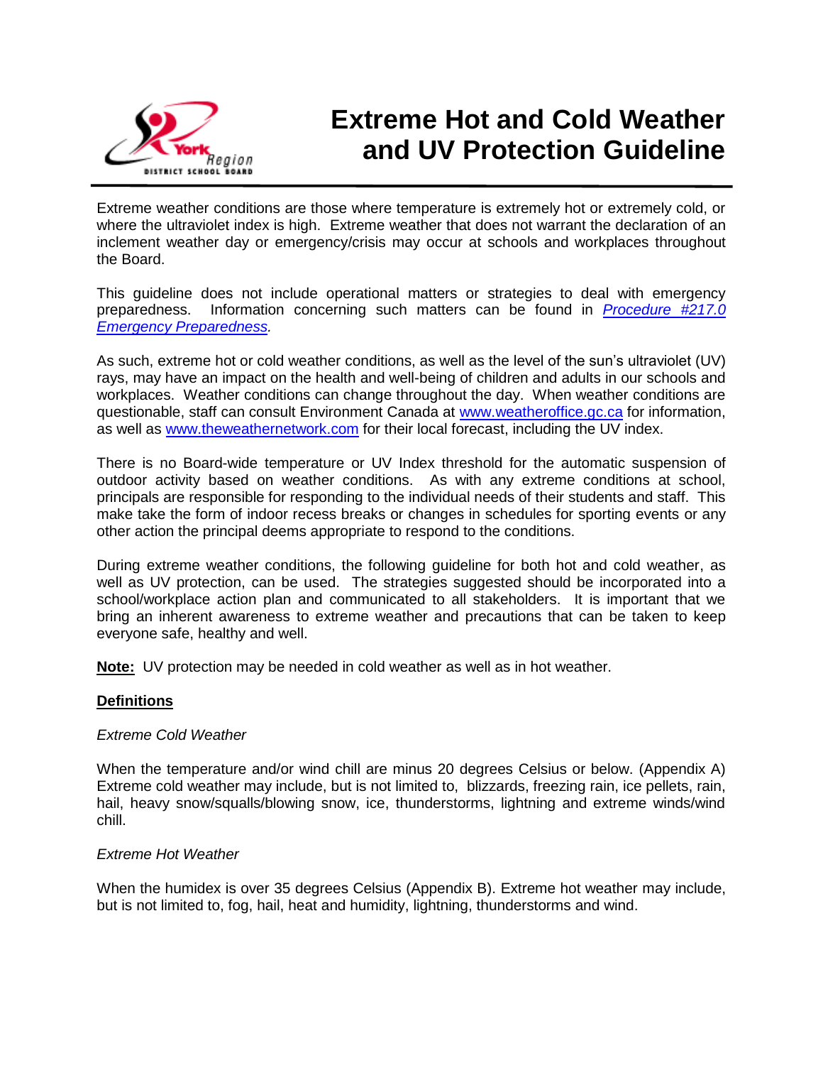# Extreme Hot and Cold Weather and UV Protection Guideline

Extreme weather conditions are those where temperature is extremely hot or extremely cold, or where the ultraviolet index is high. Extreme weather that does not warrant the declaration of an inclement weather day or emergency/crisis may occur at schools and workplaces throughout the Board.

This guideline does not include operational matters or strategies to deal with emergency preparedness. Information concerning such matters can be found in *Procedure #217.0 Emergency Preparedness*.

As such, extreme hot or cold weather conditions, as well as the level of the sun's ultraviolet (UV) rays, may have an impact on the health and well-being of children and adults in our schools and workplaces. Weather conditions can change throughout the day. When weather conditions are questionable, staff can consult Environment Canada at www.weatheroffice.gc.ca for information, as well as www.theweathernetwork.com for their local forecast, including the UV index.

There is no Board-wide temperature or UV Index threshold for the automatic suspension of outdoor activity based on weather conditions. As with any extreme conditions at school, principals are responsible for responding to the individual needs of their students and staff. This make take the form of indoor recess breaks or changes in schedules for sporting events or any other action the principal deems appropriate to respond to the conditions.

During extreme weather conditions, the following guideline for both hot and cold weather, as well as UV protection, can be used. The strategies suggested should be incorporated into a school/workplace action plan and communicated to all stakeholders. It is important that we bring an inherent awareness to extreme weather and precautions that can be taken to keep everyone safe, healthy and well.

**Note:** UV protection may be needed in cold weather as well as in hot weather.

## Definitions

*Extreme Cold Weather*

When the temperature and/or wind chill are minus 20 degrees Celsius or below. (Appendix A) Extreme cold weather may include, but is not limited to, blizzards, freezing rain, ice pellets, rain, hail, heavy snow/squalls/blowing snow, ice, thunderstorms, lightning and extreme winds/wind chill.

*Extreme Hot Weather*

When the humidex is over 35 degrees Celsius (Appendix B). Extreme hot weather may include, but is not limited to, fog, hail, heat and humidity, lightning, thunderstorms and wind.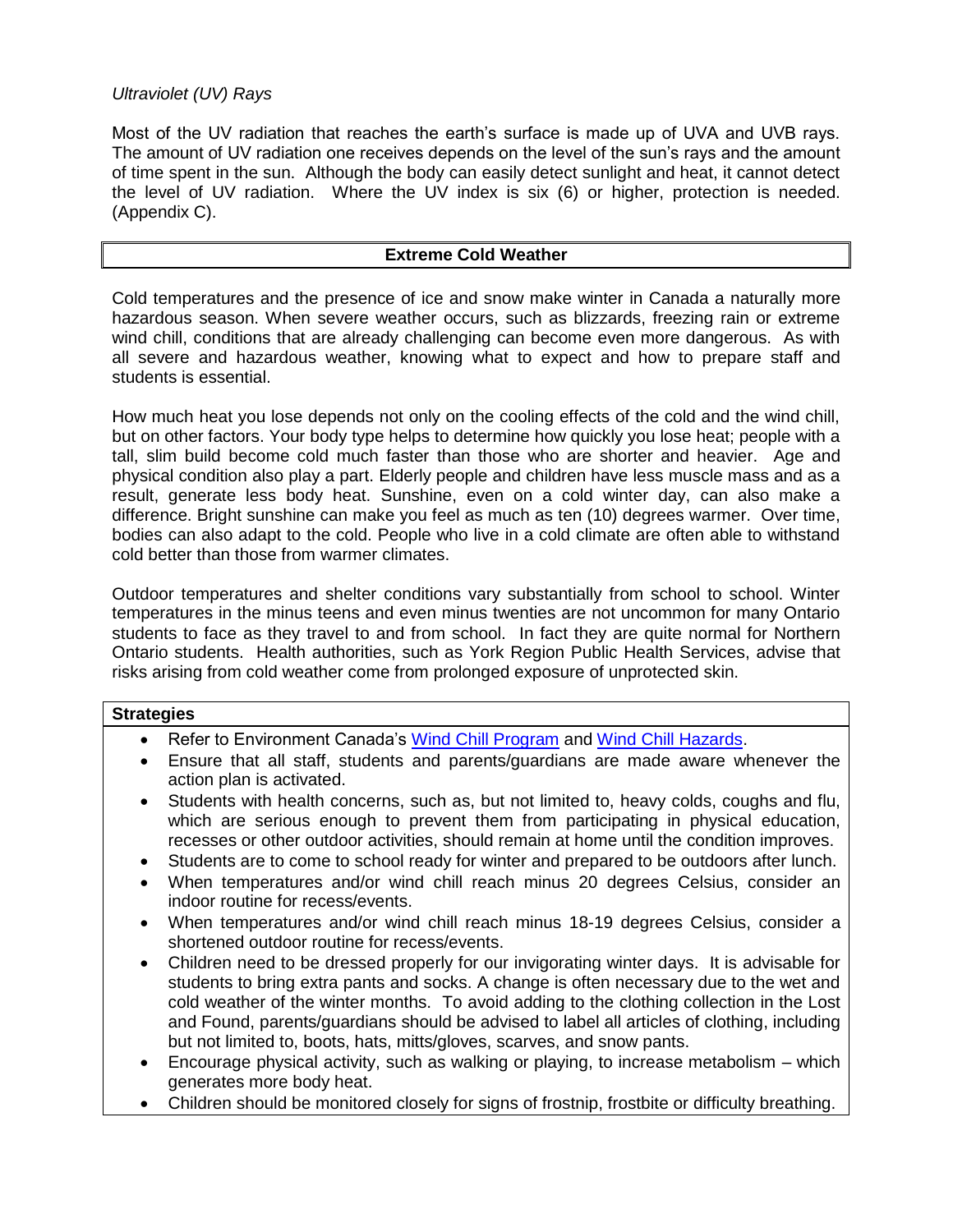*Ultraviolet (UV) Rays*

Most of the UV radiation that reaches the earth's surface is made up of UVA and UVB rays. The amount of UV radiation one receives depends on the level of the sun's rays and the amount of time spent in the sun. Although the body can easily detect sunlight and heat, it cannot detect the level of UV radiation. Where the UV index is six (6) or higher, protection is needed. (Appendix C).

## Extreme Cold Weather

Cold temperatures and the presence of ice and snow make winter in Canada a naturally more hazardous season. When severe weather occurs, such as blizzards, freezing rain or extreme wind chill, conditions that are already challenging can become even more dangerous. As with all severe and hazardous weather, knowing what to expect and how to prepare staff and students is essential.

How much heat you lose depends not only on the cooling effects of the cold and the wind chill, but on other factors. Your body type helps to determine how quickly you lose heat; people with a tall, slim build become cold much faster than those who are shorter and heavier. Age and physical condition also play a part. Elderly people and children have less muscle mass and as a result, generate less body heat. Sunshine, even on a cold winter day, can also make a difference. Bright sunshine can make you feel as much as ten (10) degrees warmer. Over time, bodies can also adapt to the cold. People who live in a cold climate are often able to withstand cold better than those from warmer climates.

Outdoor temperatures and shelter conditions vary substantially from school to school. Winter temperatures in the minus teens and even minus twenties are not uncommon for many Ontario students to face as they travel to and from school. In fact they are quite normal for Northern Ontario students. Health authorities, such as York Region Public Health Services, advise that risks arising from cold weather come from prolonged exposure of unprotected skin.

**Strategies**

- Refer to Environment Canada's Wind Chill Program and Wind Chill Hazards.
- Ensure that all staff, students and parents/guardians are made aware whenever the action plan is activated.
- Students with health concerns, such as, but not limited to, heavy colds, coughs and flu, which are serious enough to prevent them from participating in physical education, recesses or other outdoor activities, should remain at home until the condition improves.
- Students are to come to school ready for winter and prepared to be outdoors after lunch.
- When temperatures and/or wind chill reach minus 20 degrees Celsius, consider an indoor routine for recess/events.
- When temperatures and/or wind chill reach minus 18-19 degrees Celsius, consider a shortened outdoor routine for recess/events.
- Children need to be dressed properly for our invigorating winter days. It is advisable for students to bring extra pants and socks. A change is often necessary due to the wet and cold weather of the winter months. To avoid adding to the clothing collection in the Lost and Found, parents/guardians should be advised to label all articles of clothing, including but not limited to, boots, hats, mitts/gloves, scarves, and snow pants.
- Encourage physical activity, such as walking or playing, to increase metabolism – which generates more body heat.
- Children should be monitored closely for signs of frostnip, frostbite or difficulty breathing.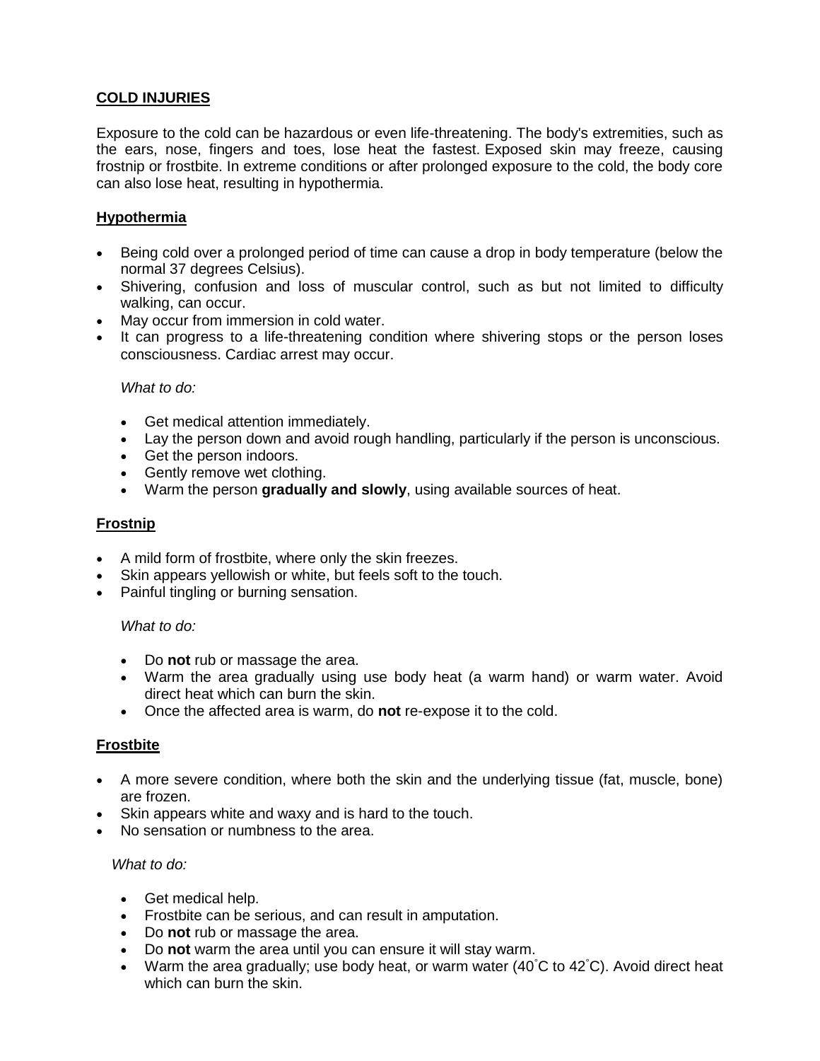## COLD INJURIES

Exposure to the cold can be hazardous or even life-threatening. The body's extremities, such as the ears, nose, fingers and toes, lose heat the fastest. Exposed skin may freeze, causing frostnip or frostbite. In extreme conditions or after prolonged exposure to the cold, the body core can also lose heat, resulting in hypothermia.

### Hypothermia

- Being cold over a prolonged period of time can cause a drop in body temperature (below the normal 37 degrees Celsius).
- Shivering, confusion and loss of muscular control, such as but not limited to difficulty walking, can occur.
- May occur from immersion in cold water.
- It can progress to a life-threatening condition where shivering stops or the person loses consciousness. Cardiac arrest may occur.

*What to do:*

- Get medical attention immediately.
- Lay the person down and avoid rough handling, particularly if the person is unconscious.
- Get the person indoors.
- Gently remove wet clothing.
- Warm the person **gradually and slowly**, using available sources of heat.

### Frostnip

- A mild form of frostbite, where only the skin freezes.
- Skin appears yellowish or white, but feels soft to the touch.
- Painful tingling or burning sensation.

*What to do:*

- Do **not** rub or massage the area.
- Warm the area gradually using use body heat (a warm hand) or warm water. Avoid direct heat which can burn the skin.
- Once the affected area is warm, do **not** re-expose it to the cold.

### Frostbite

- A more severe condition, where both the skin and the underlying tissue (fat, muscle, bone) are frozen.
- Skin appears white and waxy and is hard to the touch.
- No sensation or numbness to the area.

*What to do:*

- Get medical help.
- Frostbite can be serious, and can result in amputation.
- Do **not** rub or massage the area.
- Do **not** warm the area until you can ensure it will stay warm.
- Warm the area gradually; use body heat, or warm water (40°C to 42°C). Avoid direct heat which can burn the skin.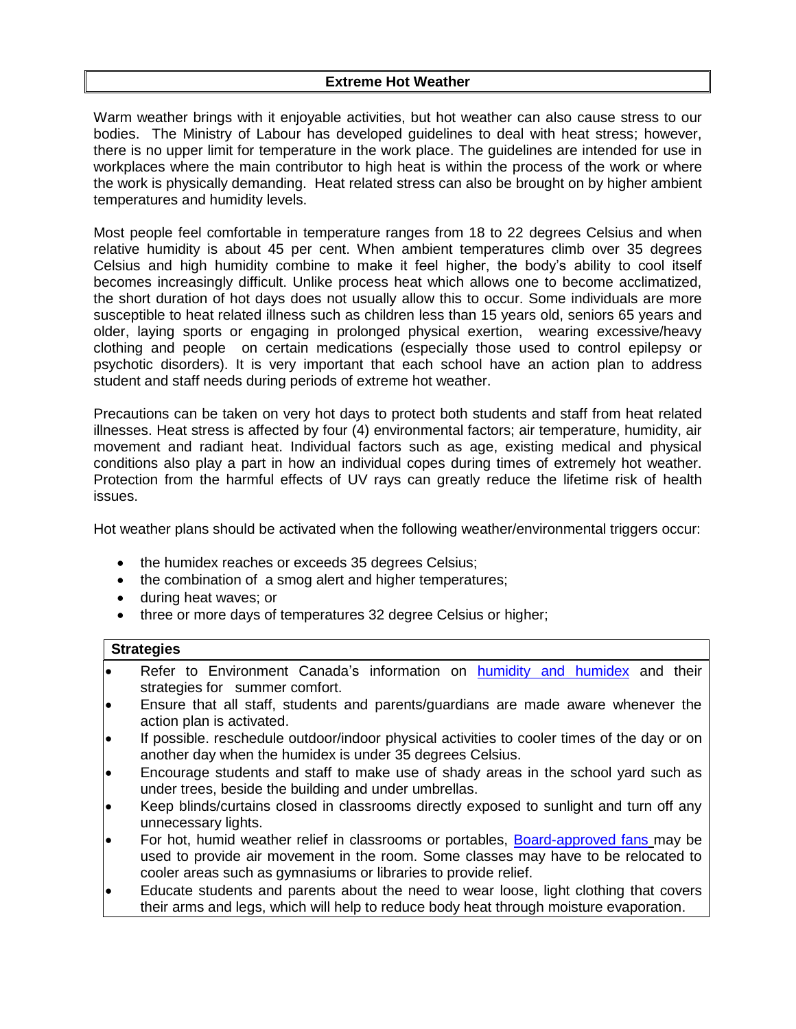## Extreme Hot Weather

Warm weather brings with it enjoyable activities, but hot weather can also cause stress to our bodies. The Ministry of Labour has developed guidelines to deal with heat stress; however, there is no upper limit for temperature in the work place. The guidelines are intended for use in workplaces where the main contributor to high heat is within the process of the work or where the work is physically demanding. Heat related stress can also be brought on by higher ambient temperatures and humidity levels.

Most people feel comfortable in temperature ranges from 18 to 22 degrees Celsius and when relative humidity is about 45 per cent. When ambient temperatures climb over 35 degrees Celsius and high humidity combine to make it feel higher, the body's ability to cool itself becomes increasingly difficult. Unlike process heat which allows one to become acclimatized, the short duration of hot days does not usually allow this to occur. Some individuals are more susceptible to heat related illness such as children less than 15 years old, seniors 65 years and older, laying sports or engaging in prolonged physical exertion, wearing excessive/heavy clothing and people on certain medications (especially those used to control epilepsy or psychotic disorders). It is very important that each school have an action plan to address student and staff needs during periods of extreme hot weather.

Precautions can be taken on very hot days to protect both students and staff from heat related illnesses. Heat stress is affected by four (4) environmental factors; air temperature, humidity, air movement and radiant heat. Individual factors such as age, existing medical and physical conditions also play a part in how an individual copes during times of extremely hot weather. Protection from the harmful effects of UV rays can greatly reduce the lifetime risk of health issues.

Hot weather plans should be activated when the following weather/environmental triggers occur:

- the humidex reaches or exceeds 35 degrees Celsius;
- the combination of a smog alert and higher temperatures;
- during heat waves; or
- three or more days of temperatures 32 degree Celsius or higher;

**Strategies**

- Refer to Environment Canada's information on humidity and humidex and their strategies for summer comfort.
- Ensure that all staff, students and parents/guardians are made aware whenever the action plan is activated.
- If possible. reschedule outdoor/indoor physical activities to cooler times of the day or on another day when the humidex is under 35 degrees Celsius.
- Encourage students and staff to make use of shady areas in the school yard such as under trees, beside the building and under umbrellas.
- Keep blinds/curtains closed in classrooms directly exposed to sunlight and turn off any unnecessary lights.
- For hot, humid weather relief in classrooms or portables, Board-approved fans may be used to provide air movement in the room. Some classes may have to be relocated to cooler areas such as gymnasiums or libraries to provide relief.
- Educate students and parents about the need to wear loose, light clothing that covers their arms and legs, which will help to reduce body heat through moisture evaporation.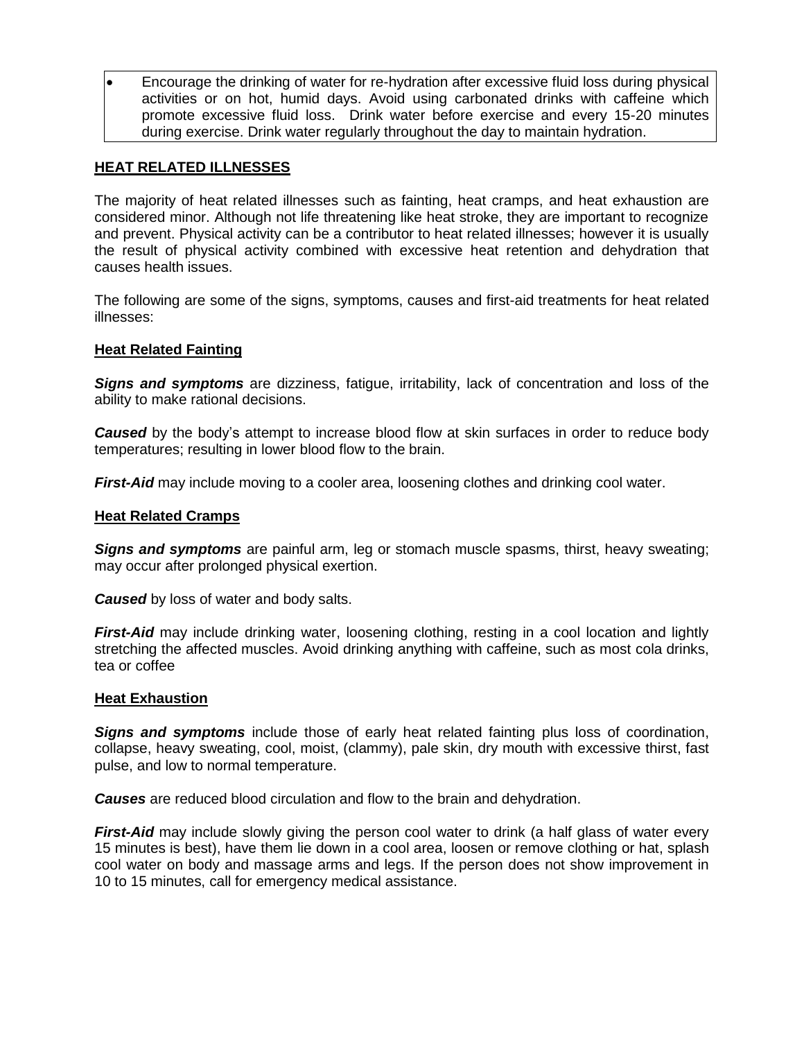- Encourage the drinking of water for re-hydration after excessive fluid loss during physical activities or on hot, humid days. Avoid using carbonated drinks with caffeine which promote excessive fluid loss. Drink water before exercise and every 15-20 minutes during exercise. Drink water regularly throughout the day to maintain hydration.

## HEAT RELATED ILLNESSES

The majority of heat related illnesses such as fainting, heat cramps, and heat exhaustion are considered minor. Although not life threatening like heat stroke, they are important to recognize and prevent. Physical activity can be a contributor to heat related illnesses; however it is usually the result of physical activity combined with excessive heat retention and dehydration that causes health issues.

The following are some of the signs, symptoms, causes and first-aid treatments for heat related illnesses:

### Heat Related Fainting

***Signs and symptoms*** are dizziness, fatigue, irritability, lack of concentration and loss of the ability to make rational decisions.

***Caused*** by the body's attempt to increase blood flow at skin surfaces in order to reduce body temperatures; resulting in lower blood flow to the brain.

***First-Aid*** may include moving to a cooler area, loosening clothes and drinking cool water.

### Heat Related Cramps

***Signs and symptoms*** are painful arm, leg or stomach muscle spasms, thirst, heavy sweating; may occur after prolonged physical exertion.

***Caused*** by loss of water and body salts.

***First-Aid*** may include drinking water, loosening clothing, resting in a cool location and lightly stretching the affected muscles. Avoid drinking anything with caffeine, such as most cola drinks, tea or coffee

### Heat Exhaustion

***Signs and symptoms*** include those of early heat related fainting plus loss of coordination, collapse, heavy sweating, cool, moist, (clammy), pale skin, dry mouth with excessive thirst, fast pulse, and low to normal temperature.

***Causes*** are reduced blood circulation and flow to the brain and dehydration.

***First-Aid*** may include slowly giving the person cool water to drink (a half glass of water every 15 minutes is best), have them lie down in a cool area, loosen or remove clothing or hat, splash cool water on body and massage arms and legs. If the person does not show improvement in 10 to 15 minutes, call for emergency medical assistance.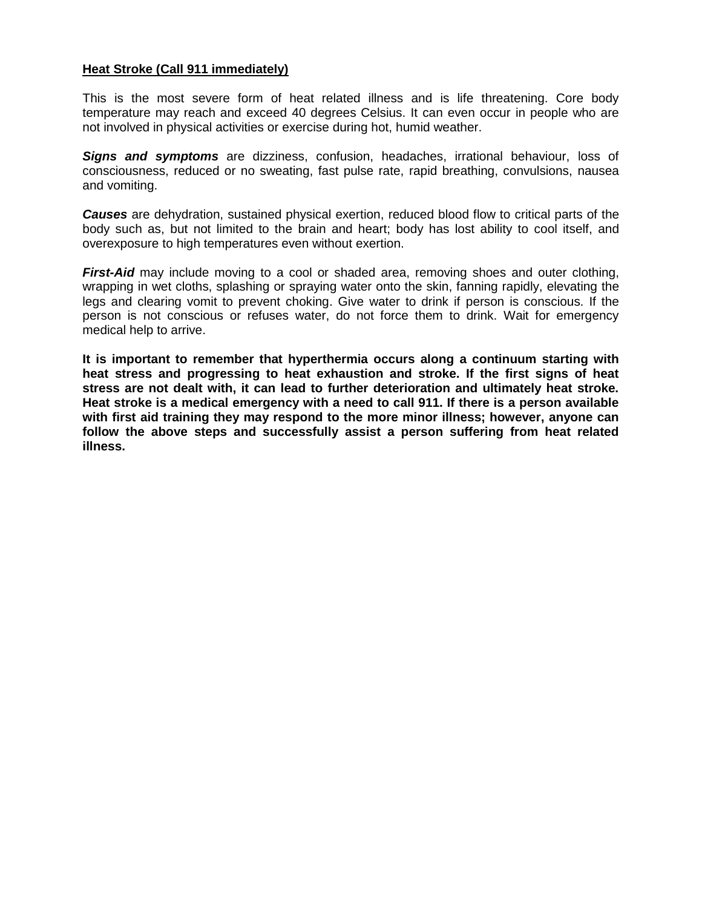**Heat Stroke (Call 911 immediately)**

This is the most severe form of heat related illness and is life threatening. Core body temperature may reach and exceed 40 degrees Celsius. It can even occur in people who are not involved in physical activities or exercise during hot, humid weather.

***Signs and symptoms*** are dizziness, confusion, headaches, irrational behaviour, loss of consciousness, reduced or no sweating, fast pulse rate, rapid breathing, convulsions, nausea and vomiting.

***Causes*** are dehydration, sustained physical exertion, reduced blood flow to critical parts of the body such as, but not limited to the brain and heart; body has lost ability to cool itself, and overexposure to high temperatures even without exertion.

***First-Aid*** may include moving to a cool or shaded area, removing shoes and outer clothing, wrapping in wet cloths, splashing or spraying water onto the skin, fanning rapidly, elevating the legs and clearing vomit to prevent choking. Give water to drink if person is conscious. If the person is not conscious or refuses water, do not force them to drink. Wait for emergency medical help to arrive.

**It is important to remember that hyperthermia occurs along a continuum starting with heat stress and progressing to heat exhaustion and stroke. If the first signs of heat stress are not dealt with, it can lead to further deterioration and ultimately heat stroke. Heat stroke is a medical emergency with a need to call 911. If there is a person available with first aid training they may respond to the more minor illness; however, anyone can follow the above steps and successfully assist a person suffering from heat related illness.**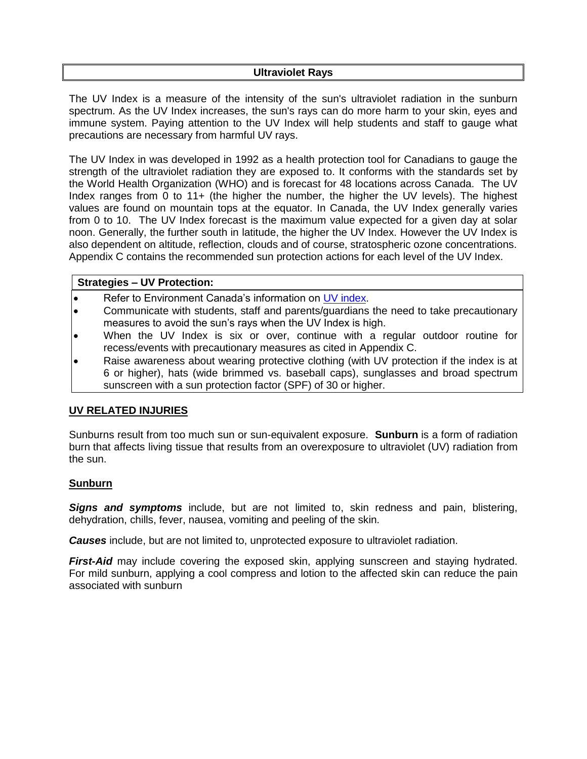## Ultraviolet Rays

The UV Index is a measure of the intensity of the sun's ultraviolet radiation in the sunburn spectrum. As the UV Index increases, the sun's rays can do more harm to your skin, eyes and immune system. Paying attention to the UV Index will help students and staff to gauge what precautions are necessary from harmful UV rays.

The UV Index in was developed in 1992 as a health protection tool for Canadians to gauge the strength of the ultraviolet radiation they are exposed to. It conforms with the standards set by the World Health Organization (WHO) and is forecast for 48 locations across Canada. The UV Index ranges from 0 to 11+ (the higher the number, the higher the UV levels). The highest values are found on mountain tops at the equator. In Canada, the UV Index generally varies from 0 to 10. The UV Index forecast is the maximum value expected for a given day at solar noon. Generally, the further south in latitude, the higher the UV Index. However the UV Index is also dependent on altitude, reflection, clouds and of course, stratospheric ozone concentrations. Appendix C contains the recommended sun protection actions for each level of the UV Index.

**Strategies – UV Protection:**

- Refer to Environment Canada's information on UV index.
- Communicate with students, staff and parents/guardians the need to take precautionary measures to avoid the sun's rays when the UV Index is high.
- When the UV Index is six or over, continue with a regular outdoor routine for recess/events with precautionary measures as cited in Appendix C.
- Raise awareness about wearing protective clothing (with UV protection if the index is at 6 or higher), hats (wide brimmed vs. baseball caps), sunglasses and broad spectrum sunscreen with a sun protection factor (SPF) of 30 or higher.

### UV RELATED INJURIES

Sunburns result from too much sun or sun-equivalent exposure. **Sunburn** is a form of radiation burn that affects living tissue that results from an overexposure to ultraviolet (UV) radiation from the sun.

### Sunburn

***Signs and symptoms*** include, but are not limited to, skin redness and pain, blistering, dehydration, chills, fever, nausea, vomiting and peeling of the skin.

***Causes*** include, but are not limited to, unprotected exposure to ultraviolet radiation.

***First-Aid*** may include covering the exposed skin, applying sunscreen and staying hydrated. For mild sunburn, applying a cool compress and lotion to the affected skin can reduce the pain associated with sunburn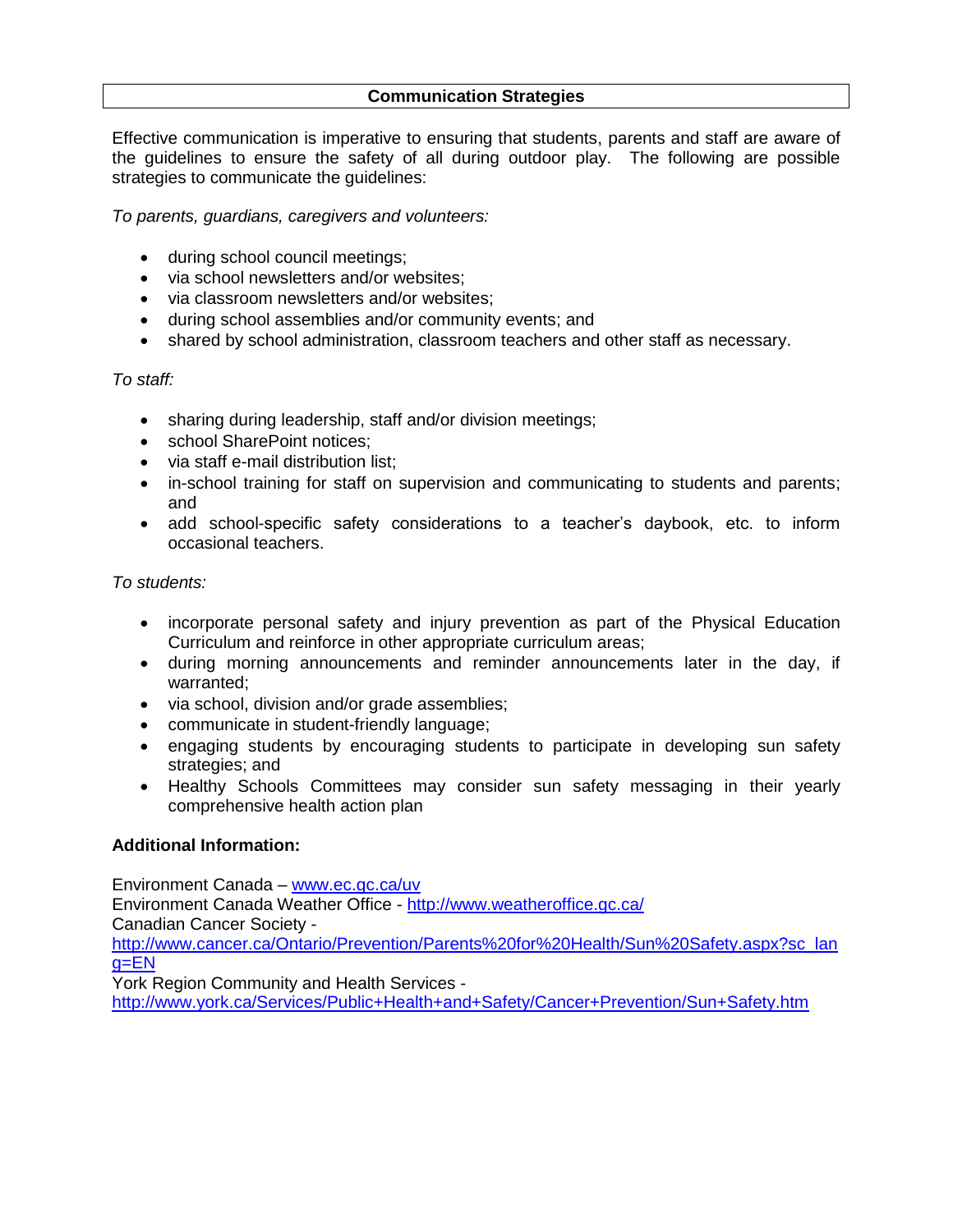## Communication Strategies

Effective communication is imperative to ensuring that students, parents and staff are aware of the guidelines to ensure the safety of all during outdoor play. The following are possible strategies to communicate the guidelines:

*To parents, guardians, caregivers and volunteers:*

- during school council meetings;
- via school newsletters and/or websites;
- via classroom newsletters and/or websites;
- during school assemblies and/or community events; and
- shared by school administration, classroom teachers and other staff as necessary.

*To staff:*

- sharing during leadership, staff and/or division meetings;
- school SharePoint notices;
- via staff e-mail distribution list;
- in-school training for staff on supervision and communicating to students and parents; and
- add school-specific safety considerations to a teacher's daybook, etc. to inform occasional teachers.

*To students:*

- incorporate personal safety and injury prevention as part of the Physical Education Curriculum and reinforce in other appropriate curriculum areas;
- during morning announcements and reminder announcements later in the day, if warranted;
- via school, division and/or grade assemblies;
- communicate in student-friendly language;
- engaging students by encouraging students to participate in developing sun safety strategies; and
- Healthy Schools Committees may consider sun safety messaging in their yearly comprehensive health action plan

**Additional Information:**

Environment Canada – www.ec.gc.ca/uv
Environment Canada Weather Office - http://www.weatheroffice.gc.ca/
Canadian Cancer Society - http://www.cancer.ca/Ontario/Prevention/Parents%20for%20Health/Sun%20Safety.aspx?sc_lang=EN
York Region Community and Health Services - http://www.york.ca/Services/Public+Health+and+Safety/Cancer+Prevention/Sun+Safety.htm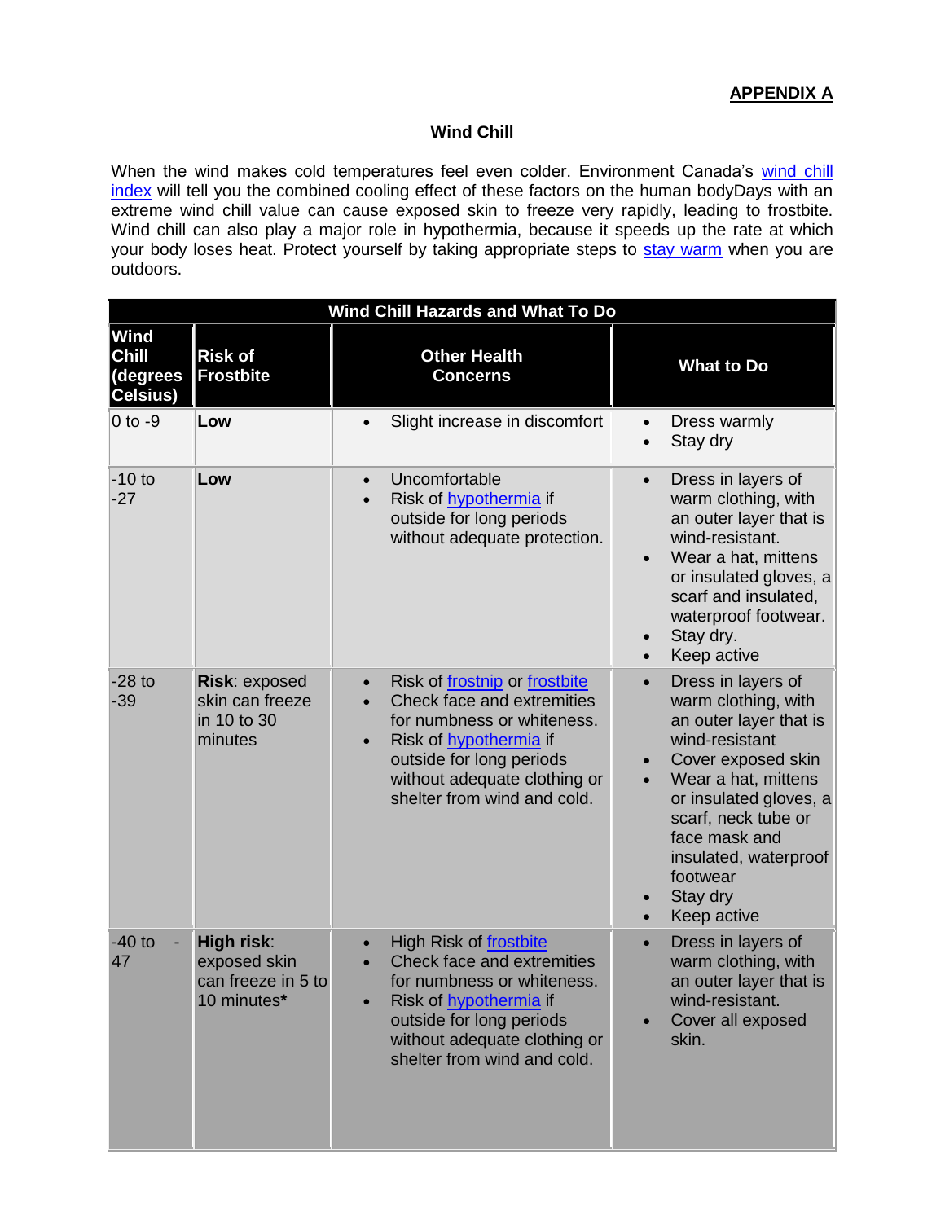**APPENDIX A**

## Wind Chill

When the wind makes cold temperatures feel even colder. Environment Canada's wind chill index will tell you the combined cooling effect of these factors on the human bodyDays with an extreme wind chill value can cause exposed skin to freeze very rapidly, leading to frostbite. Wind chill can also play a major role in hypothermia, because it speeds up the rate at which your body loses heat. Protect yourself by taking appropriate steps to stay warm when you are outdoors.

| Wind Chill Hazards and What To Do | | | |
|---|---|---|---|
| **Wind Chill (degrees Celsius)** | **Risk of Frostbite** | **Other Health Concerns** | **What to Do** |
| 0 to -9 | **Low** | • Slight increase in discomfort | • Dress warmly<br>• Stay dry |
| -10 to -27 | **Low** | • Uncomfortable<br>• Risk of hypothermia if outside for long periods without adequate protection. | • Dress in layers of warm clothing, with an outer layer that is wind-resistant.<br>• Wear a hat, mittens or insulated gloves, a scarf and insulated, waterproof footwear.<br>• Stay dry.<br>• Keep active |
| -28 to -39 | **Risk**: exposed skin can freeze in 10 to 30 minutes | • Risk of frostnip or frostbite<br>• Check face and extremities for numbness or whiteness.<br>• Risk of hypothermia if outside for long periods without adequate clothing or shelter from wind and cold. | • Dress in layers of warm clothing, with an outer layer that is wind-resistant<br>• Cover exposed skin<br>• Wear a hat, mittens or insulated gloves, a scarf, neck tube or face mask and insulated, waterproof footwear<br>• Stay dry<br>• Keep active |
| -40 to - 47 | **High risk**: exposed skin can freeze in 5 to 10 minutes* | • High Risk of frostbite<br>• Check face and extremities for numbness or whiteness.<br>• Risk of hypothermia if outside for long periods without adequate clothing or shelter from wind and cold. | • Dress in layers of warm clothing, with an outer layer that is wind-resistant.<br>• Cover all exposed skin. |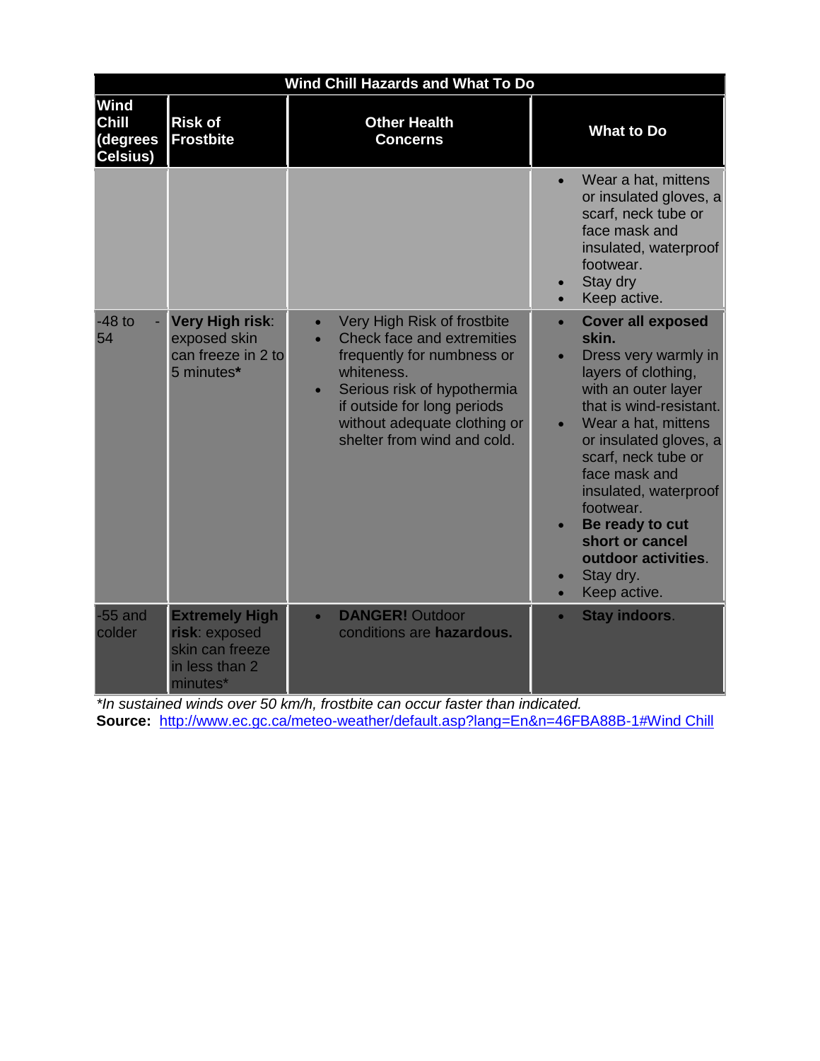| Wind Chill Hazards and What To Do | | | |
|---|---|---|---|
| **Wind Chill (degrees Celsius)** | **Risk of Frostbite** | **Other Health Concerns** | **What to Do** |
| | | | • Wear a hat, mittens or insulated gloves, a scarf, neck tube or face mask and insulated, waterproof footwear.<br>• Stay dry<br>• Keep active. |
| -48 to -54 | **Very High risk**: exposed skin can freeze in 2 to 5 minutes* | • Very High Risk of frostbite<br>• Check face and extremities frequently for numbness or whiteness.<br>• Serious risk of hypothermia if outside for long periods without adequate clothing or shelter from wind and cold. | • **Cover all exposed skin.**<br>• Dress very warmly in layers of clothing, with an outer layer that is wind-resistant.<br>• Wear a hat, mittens or insulated gloves, a scarf, neck tube or face mask and insulated, waterproof footwear.<br>• **Be ready to cut short or cancel outdoor activities**.<br>• Stay dry.<br>• Keep active. |
| -55 and colder | **Extremely High risk**: exposed skin can freeze in less than 2 minutes* | • **DANGER!** Outdoor conditions are **hazardous.** | • **Stay indoors**. |

*\*In sustained winds over 50 km/h, frostbite can occur faster than indicated.*

**Source:** http://www.ec.gc.ca/meteo-weather/default.asp?lang=En&n=46FBA88B-1#Wind Chill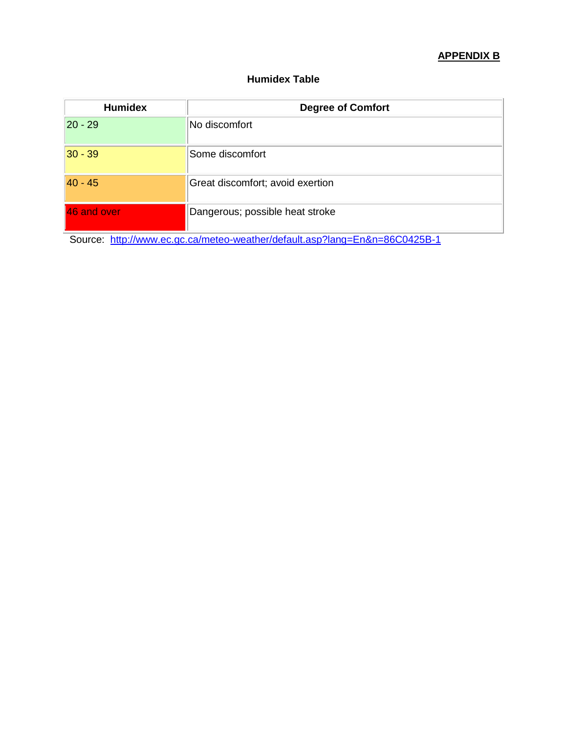**APPENDIX B**

## Humidex Table

| Humidex | Degree of Comfort |
|---|---|
| 20 - 29 | No discomfort |
| 30 - 39 | Some discomfort |
| 40 - 45 | Great discomfort; avoid exertion |
| 46 and over | Dangerous; possible heat stroke |

Source: http://www.ec.gc.ca/meteo-weather/default.asp?lang=En&n=86C0425B-1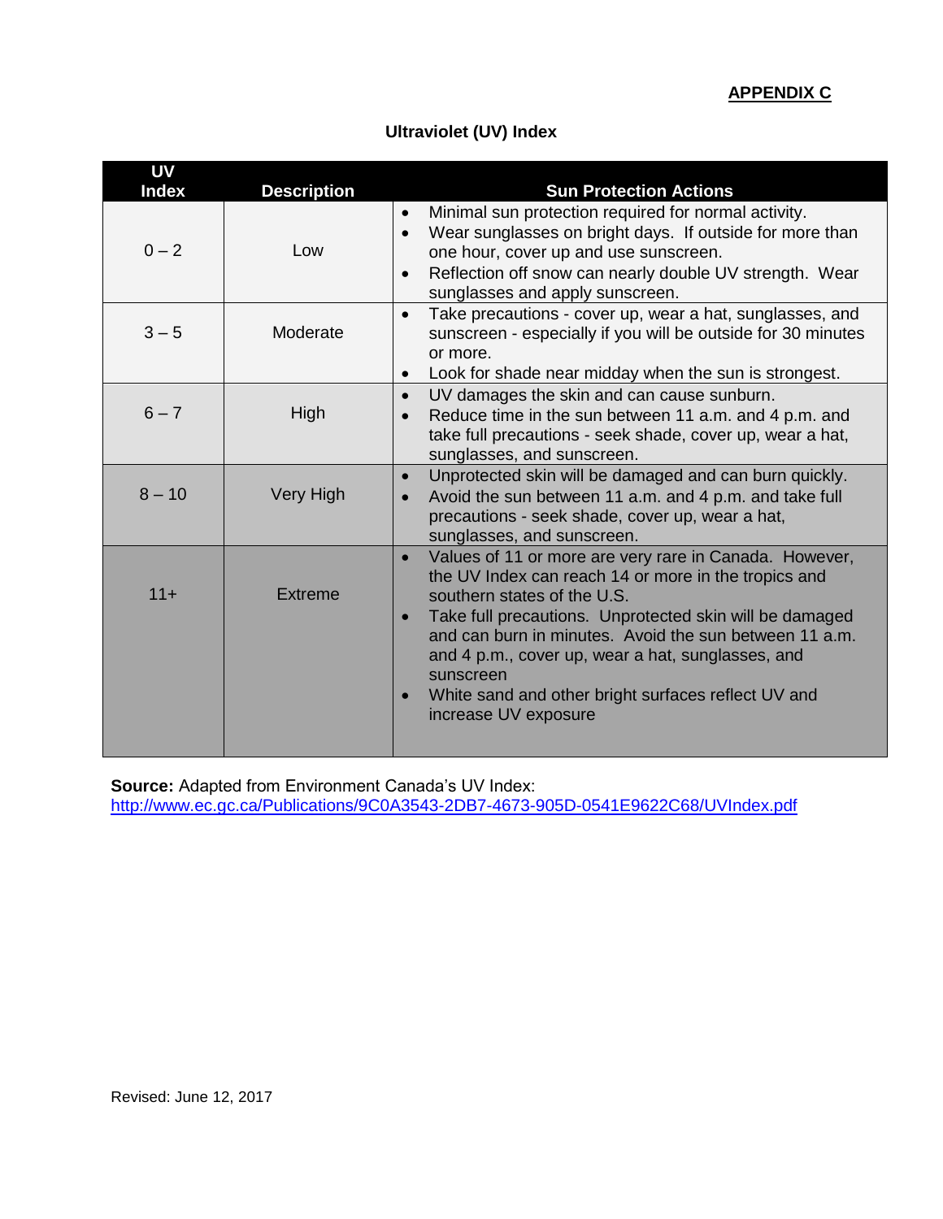**APPENDIX C**

## Ultraviolet (UV) Index

| UV Index | Description | Sun Protection Actions |
|---|---|---|
| 0 – 2 | Low | • Minimal sun protection required for normal activity.<br>• Wear sunglasses on bright days. If outside for more than one hour, cover up and use sunscreen.<br>• Reflection off snow can nearly double UV strength. Wear sunglasses and apply sunscreen. |
| 3 – 5 | Moderate | • Take precautions - cover up, wear a hat, sunglasses, and sunscreen - especially if you will be outside for 30 minutes or more.<br>• Look for shade near midday when the sun is strongest. |
| 6 – 7 | High | • UV damages the skin and can cause sunburn.<br>• Reduce time in the sun between 11 a.m. and 4 p.m. and take full precautions - seek shade, cover up, wear a hat, sunglasses, and sunscreen. |
| 8 – 10 | Very High | • Unprotected skin will be damaged and can burn quickly.<br>• Avoid the sun between 11 a.m. and 4 p.m. and take full precautions - seek shade, cover up, wear a hat, sunglasses, and sunscreen. |
| 11+ | Extreme | • Values of 11 or more are very rare in Canada. However, the UV Index can reach 14 or more in the tropics and southern states of the U.S.<br>• Take full precautions. Unprotected skin will be damaged and can burn in minutes. Avoid the sun between 11 a.m. and 4 p.m., cover up, wear a hat, sunglasses, and sunscreen<br>• White sand and other bright surfaces reflect UV and increase UV exposure |

**Source:** Adapted from Environment Canada's UV Index: http://www.ec.gc.ca/Publications/9C0A3543-2DB7-4673-905D-0541E9622C68/UVIndex.pdf

Revised: June 12, 2017